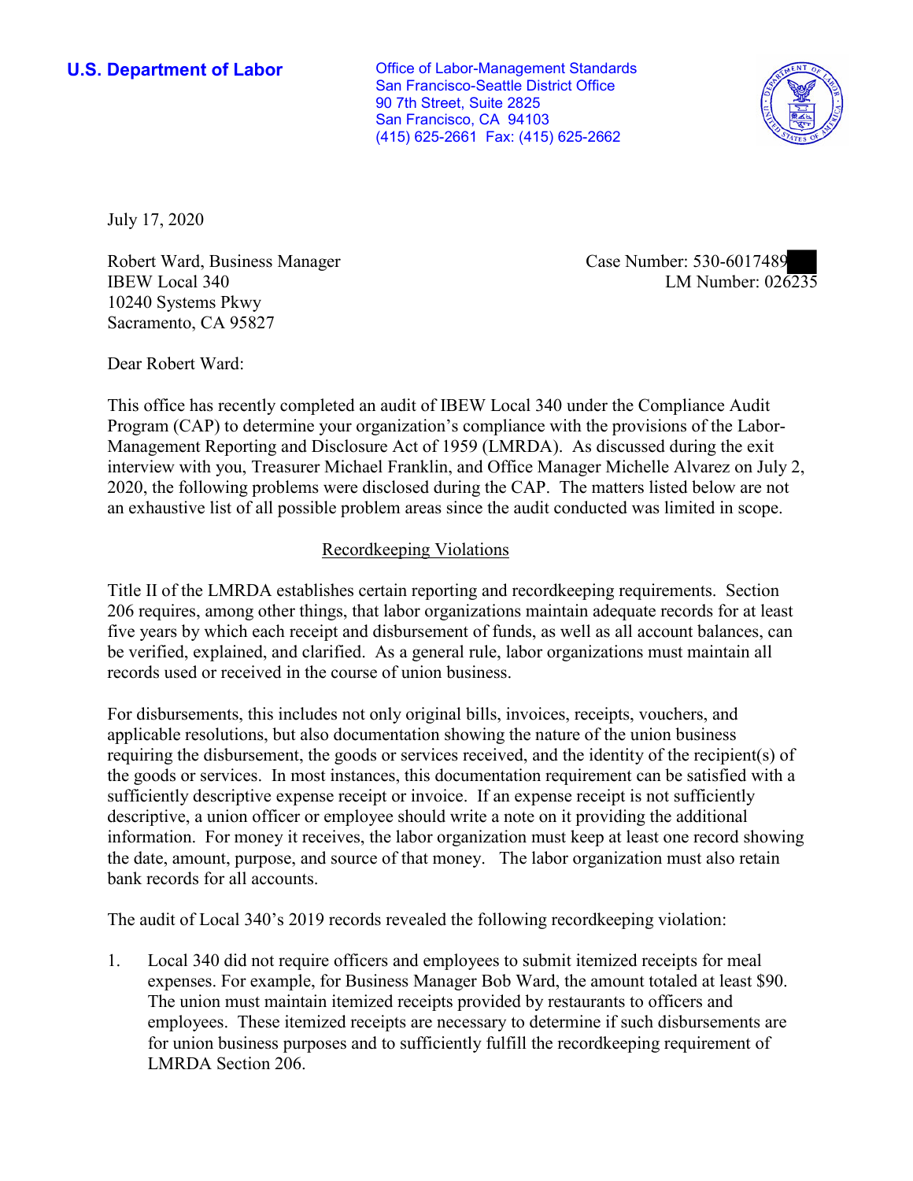**U.S. Department of Labor**

Office of Labor-Management Standards
San Francisco-Seattle District Office
90 7th Street, Suite 2825
San Francisco, CA 94103
(415) 625-2661 Fax: (415) 625-2662

July 17, 2020

Robert Ward, Business Manager
IBEW Local 340
10240 Systems Pkwy
Sacramento, CA 95827

Case Number: 530-6017489
LM Number: 026235

Dear Robert Ward:

This office has recently completed an audit of IBEW Local 340 under the Compliance Audit Program (CAP) to determine your organization's compliance with the provisions of the Labor-Management Reporting and Disclosure Act of 1959 (LMRDA). As discussed during the exit interview with you, Treasurer Michael Franklin, and Office Manager Michelle Alvarez on July 2, 2020, the following problems were disclosed during the CAP. The matters listed below are not an exhaustive list of all possible problem areas since the audit conducted was limited in scope.

## Recordkeeping Violations

Title II of the LMRDA establishes certain reporting and recordkeeping requirements. Section 206 requires, among other things, that labor organizations maintain adequate records for at least five years by which each receipt and disbursement of funds, as well as all account balances, can be verified, explained, and clarified. As a general rule, labor organizations must maintain all records used or received in the course of union business.

For disbursements, this includes not only original bills, invoices, receipts, vouchers, and applicable resolutions, but also documentation showing the nature of the union business requiring the disbursement, the goods or services received, and the identity of the recipient(s) of the goods or services. In most instances, this documentation requirement can be satisfied with a sufficiently descriptive expense receipt or invoice. If an expense receipt is not sufficiently descriptive, a union officer or employee should write a note on it providing the additional information. For money it receives, the labor organization must keep at least one record showing the date, amount, purpose, and source of that money. The labor organization must also retain bank records for all accounts.

The audit of Local 340's 2019 records revealed the following recordkeeping violation:

1. Local 340 did not require officers and employees to submit itemized receipts for meal expenses. For example, for Business Manager Bob Ward, the amount totaled at least $90. The union must maintain itemized receipts provided by restaurants to officers and employees. These itemized receipts are necessary to determine if such disbursements are for union business purposes and to sufficiently fulfill the recordkeeping requirement of LMRDA Section 206.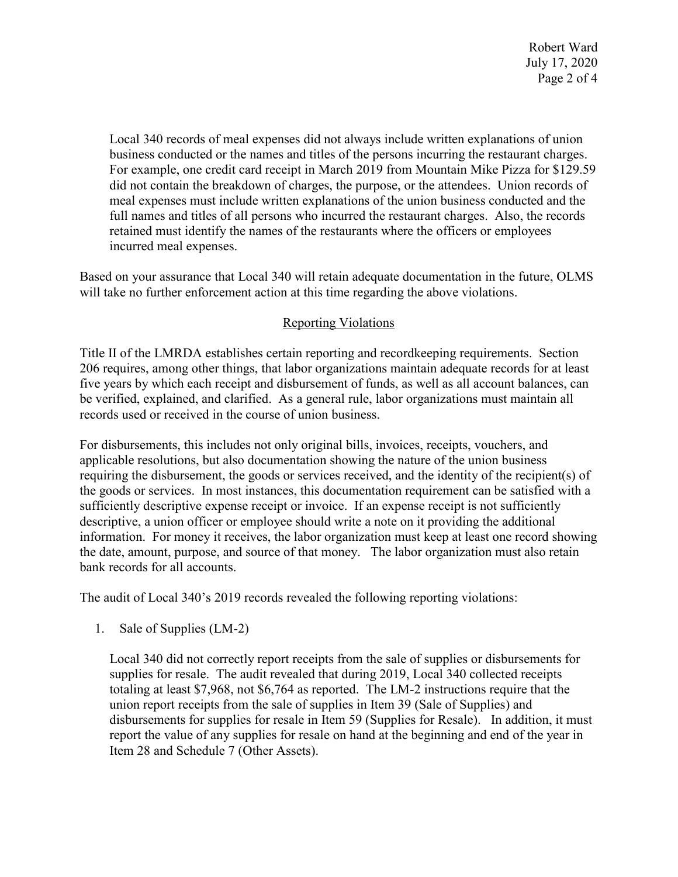Local 340 records of meal expenses did not always include written explanations of union business conducted or the names and titles of the persons incurring the restaurant charges. For example, one credit card receipt in March 2019 from Mountain Mike Pizza for $129.59 did not contain the breakdown of charges, the purpose, or the attendees. Union records of meal expenses must include written explanations of the union business conducted and the full names and titles of all persons who incurred the restaurant charges. Also, the records retained must identify the names of the restaurants where the officers or employees incurred meal expenses.

Based on your assurance that Local 340 will retain adequate documentation in the future, OLMS will take no further enforcement action at this time regarding the above violations.

## Reporting Violations

Title II of the LMRDA establishes certain reporting and recordkeeping requirements. Section 206 requires, among other things, that labor organizations maintain adequate records for at least five years by which each receipt and disbursement of funds, as well as all account balances, can be verified, explained, and clarified. As a general rule, labor organizations must maintain all records used or received in the course of union business.

For disbursements, this includes not only original bills, invoices, receipts, vouchers, and applicable resolutions, but also documentation showing the nature of the union business requiring the disbursement, the goods or services received, and the identity of the recipient(s) of the goods or services. In most instances, this documentation requirement can be satisfied with a sufficiently descriptive expense receipt or invoice. If an expense receipt is not sufficiently descriptive, a union officer or employee should write a note on it providing the additional information. For money it receives, the labor organization must keep at least one record showing the date, amount, purpose, and source of that money. The labor organization must also retain bank records for all accounts.

The audit of Local 340's 2019 records revealed the following reporting violations:

1. Sale of Supplies (LM-2)

   Local 340 did not correctly report receipts from the sale of supplies or disbursements for supplies for resale. The audit revealed that during 2019, Local 340 collected receipts totaling at least $7,968, not $6,764 as reported. The LM-2 instructions require that the union report receipts from the sale of supplies in Item 39 (Sale of Supplies) and disbursements for supplies for resale in Item 59 (Supplies for Resale). In addition, it must report the value of any supplies for resale on hand at the beginning and end of the year in Item 28 and Schedule 7 (Other Assets).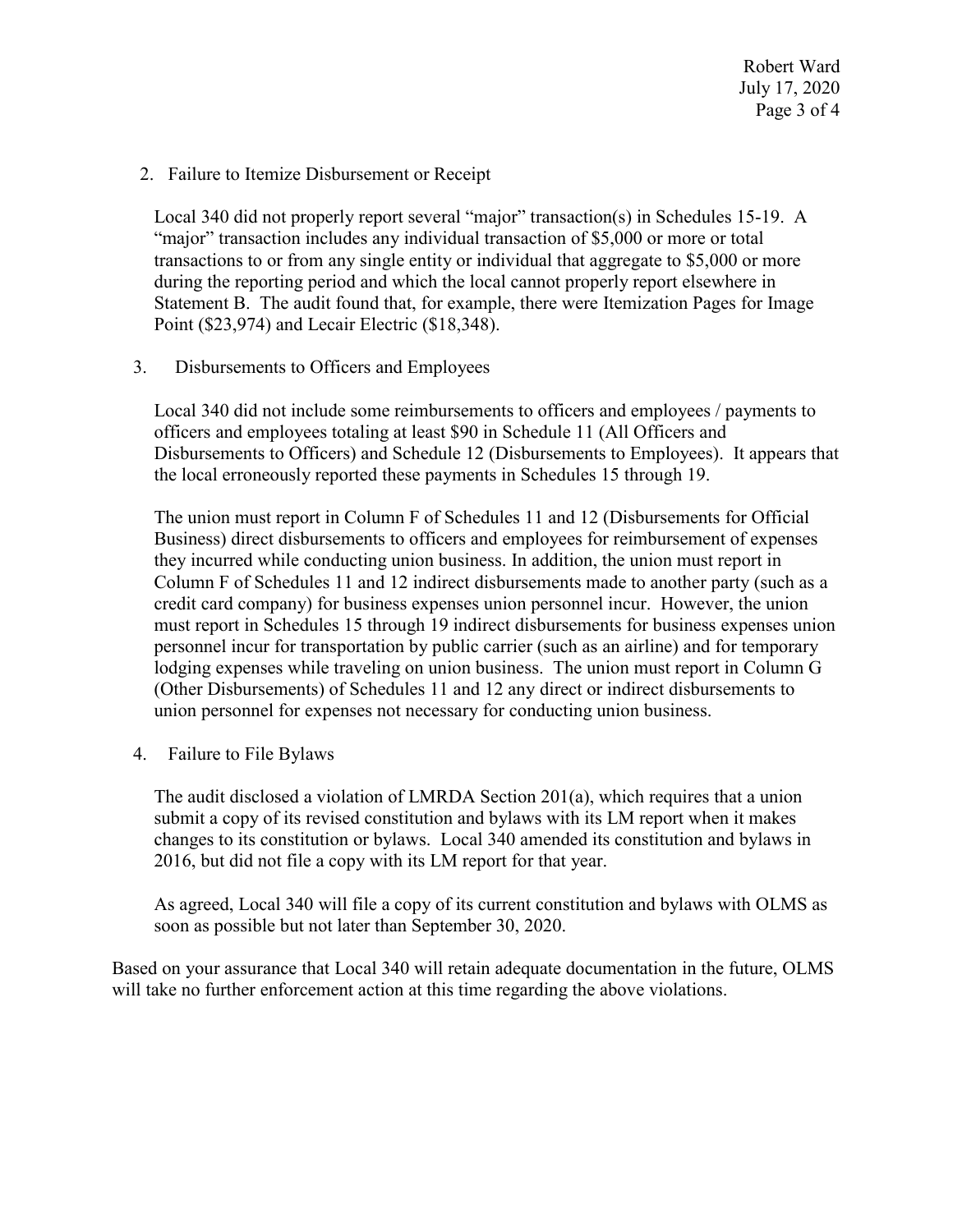2. Failure to Itemize Disbursement or Receipt

   Local 340 did not properly report several "major" transaction(s) in Schedules 15-19. A "major" transaction includes any individual transaction of $5,000 or more or total transactions to or from any single entity or individual that aggregate to $5,000 or more during the reporting period and which the local cannot properly report elsewhere in Statement B. The audit found that, for example, there were Itemization Pages for Image Point ($23,974) and Lecair Electric ($18,348).

3. Disbursements to Officers and Employees

   Local 340 did not include some reimbursements to officers and employees / payments to officers and employees totaling at least $90 in Schedule 11 (All Officers and Disbursements to Officers) and Schedule 12 (Disbursements to Employees). It appears that the local erroneously reported these payments in Schedules 15 through 19.

   The union must report in Column F of Schedules 11 and 12 (Disbursements for Official Business) direct disbursements to officers and employees for reimbursement of expenses they incurred while conducting union business. In addition, the union must report in Column F of Schedules 11 and 12 indirect disbursements made to another party (such as a credit card company) for business expenses union personnel incur. However, the union must report in Schedules 15 through 19 indirect disbursements for business expenses union personnel incur for transportation by public carrier (such as an airline) and for temporary lodging expenses while traveling on union business. The union must report in Column G (Other Disbursements) of Schedules 11 and 12 any direct or indirect disbursements to union personnel for expenses not necessary for conducting union business.

4. Failure to File Bylaws

   The audit disclosed a violation of LMRDA Section 201(a), which requires that a union submit a copy of its revised constitution and bylaws with its LM report when it makes changes to its constitution or bylaws. Local 340 amended its constitution and bylaws in 2016, but did not file a copy with its LM report for that year.

   As agreed, Local 340 will file a copy of its current constitution and bylaws with OLMS as soon as possible but not later than September 30, 2020.

Based on your assurance that Local 340 will retain adequate documentation in the future, OLMS will take no further enforcement action at this time regarding the above violations.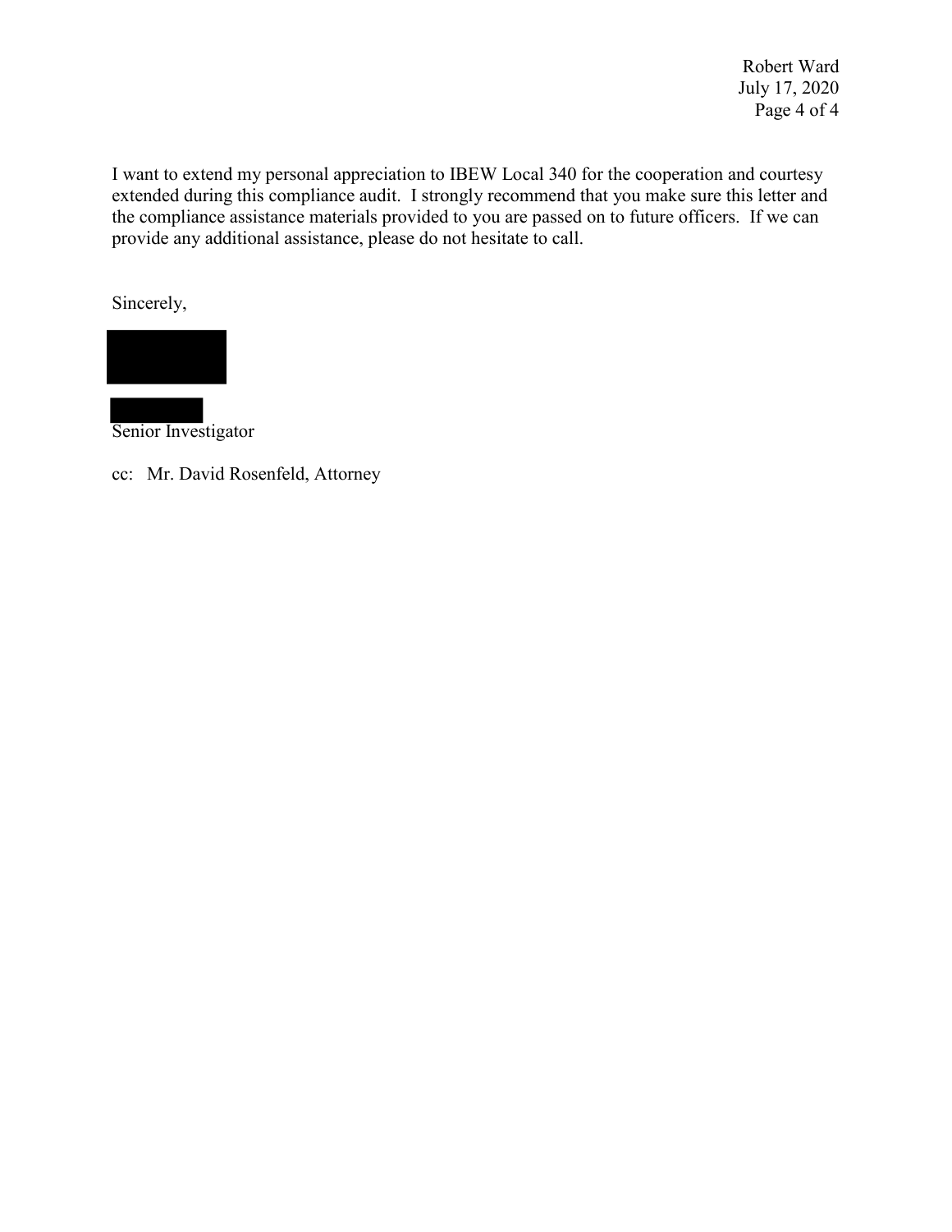I want to extend my personal appreciation to IBEW Local 340 for the cooperation and courtesy extended during this compliance audit. I strongly recommend that you make sure this letter and the compliance assistance materials provided to you are passed on to future officers. If we can provide any additional assistance, please do not hesitate to call.

Sincerely,

Senior Investigator

cc: Mr. David Rosenfeld, Attorney